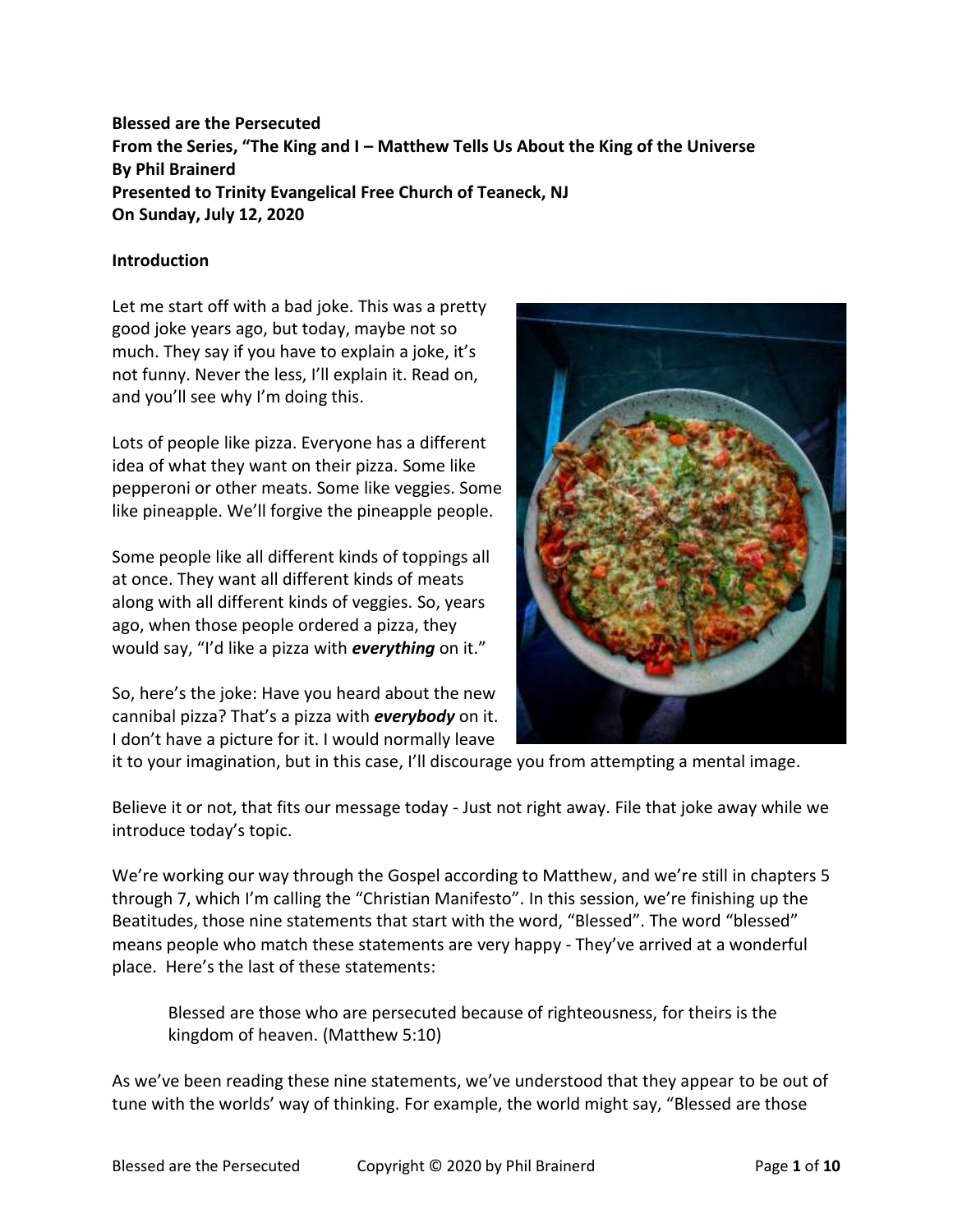**Blessed are the Persecuted**
**From the Series, "The King and I – Matthew Tells Us About the King of the Universe**
**By Phil Brainerd**
**Presented to Trinity Evangelical Free Church of Teaneck, NJ**
**On Sunday, July 12, 2020**

**Introduction**

Let me start off with a bad joke. This was a pretty good joke years ago, but today, maybe not so much. They say if you have to explain a joke, it's not funny. Never the less, I'll explain it. Read on, and you'll see why I'm doing this.

Lots of people like pizza. Everyone has a different idea of what they want on their pizza. Some like pepperoni or other meats. Some like veggies. Some like pineapple. We'll forgive the pineapple people.

Some people like all different kinds of toppings all at once. They want all different kinds of meats along with all different kinds of veggies. So, years ago, when those people ordered a pizza, they would say, "I'd like a pizza with ***everything*** on it."

So, here's the joke: Have you heard about the new cannibal pizza? That's a pizza with ***everybody*** on it. I don't have a picture for it. I would normally leave it to your imagination, but in this case, I'll discourage you from attempting a mental image.

Believe it or not, that fits our message today - Just not right away. File that joke away while we introduce today's topic.

We're working our way through the Gospel according to Matthew, and we're still in chapters 5 through 7, which I'm calling the "Christian Manifesto". In this session, we're finishing up the Beatitudes, those nine statements that start with the word, "Blessed". The word "blessed" means people who match these statements are very happy - They've arrived at a wonderful place. Here's the last of these statements:

> Blessed are those who are persecuted because of righteousness, for theirs is the kingdom of heaven. (Matthew 5:10)

As we've been reading these nine statements, we've understood that they appear to be out of tune with the worlds' way of thinking. For example, the world might say, "Blessed are those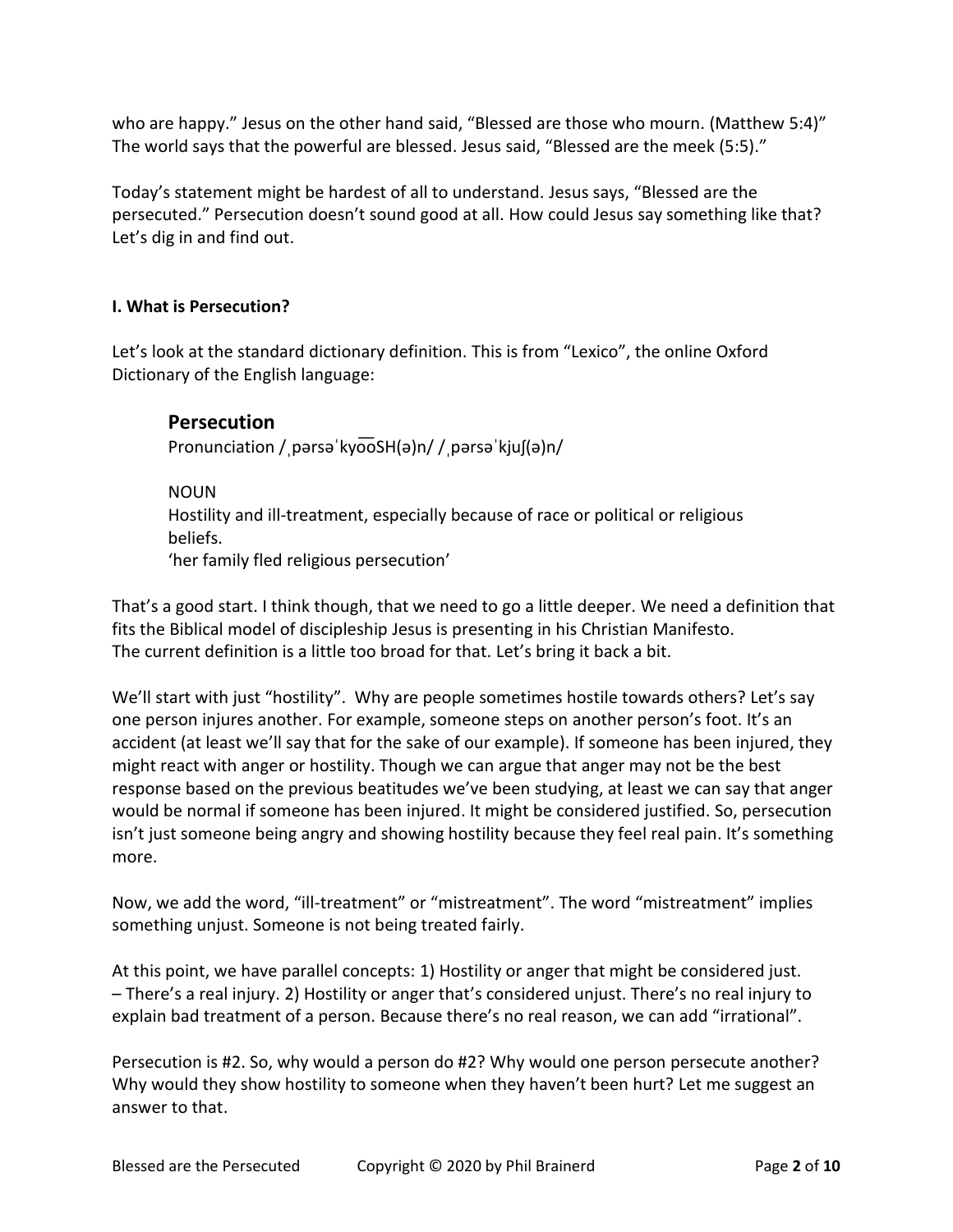who are happy." Jesus on the other hand said, "Blessed are those who mourn. (Matthew 5:4)" The world says that the powerful are blessed. Jesus said, "Blessed are the meek (5:5)."

Today's statement might be hardest of all to understand. Jesus says, "Blessed are the persecuted." Persecution doesn't sound good at all. How could Jesus say something like that? Let's dig in and find out.

#### I. What is Persecution?

Let's look at the standard dictionary definition. This is from "Lexico", the online Oxford Dictionary of the English language:

> ### Persecution
> Pronunciation /ˌpərsəˈkyo͞oSH(ə)n/ /ˌpərsəˈkjuʃ(ə)n/
>
> NOUN
> Hostility and ill-treatment, especially because of race or political or religious beliefs.
> 'her family fled religious persecution'

That's a good start. I think though, that we need to go a little deeper. We need a definition that fits the Biblical model of discipleship Jesus is presenting in his Christian Manifesto. The current definition is a little too broad for that. Let's bring it back a bit.

We'll start with just "hostility". Why are people sometimes hostile towards others? Let's say one person injures another. For example, someone steps on another person's foot. It's an accident (at least we'll say that for the sake of our example). If someone has been injured, they might react with anger or hostility. Though we can argue that anger may not be the best response based on the previous beatitudes we've been studying, at least we can say that anger would be normal if someone has been injured. It might be considered justified. So, persecution isn't just someone being angry and showing hostility because they feel real pain. It's something more.

Now, we add the word, "ill-treatment" or "mistreatment". The word "mistreatment" implies something unjust. Someone is not being treated fairly.

At this point, we have parallel concepts: 1) Hostility or anger that might be considered just. – There's a real injury. 2) Hostility or anger that's considered unjust. There's no real injury to explain bad treatment of a person. Because there's no real reason, we can add "irrational".

Persecution is #2. So, why would a person do #2? Why would one person persecute another? Why would they show hostility to someone when they haven't been hurt? Let me suggest an answer to that.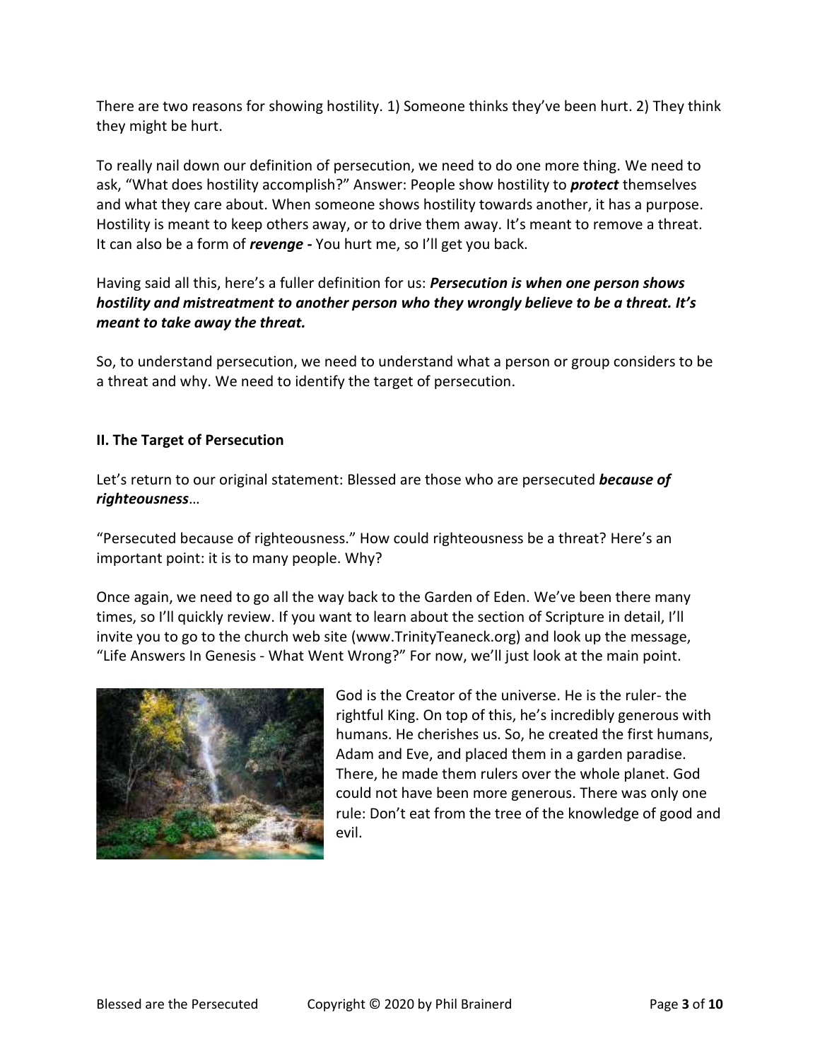There are two reasons for showing hostility. 1) Someone thinks they've been hurt. 2) They think they might be hurt.

To really nail down our definition of persecution, we need to do one more thing. We need to ask, "What does hostility accomplish?" Answer: People show hostility to ***protect*** themselves and what they care about. When someone shows hostility towards another, it has a purpose. Hostility is meant to keep others away, or to drive them away. It's meant to remove a threat. It can also be a form of ***revenge -*** You hurt me, so I'll get you back.

Having said all this, here's a fuller definition for us: ***Persecution is when one person shows hostility and mistreatment to another person who they wrongly believe to be a threat. It's meant to take away the threat.***

So, to understand persecution, we need to understand what a person or group considers to be a threat and why. We need to identify the target of persecution.

**II. The Target of Persecution**

Let's return to our original statement: Blessed are those who are persecuted ***because of righteousness***…

"Persecuted because of righteousness." How could righteousness be a threat? Here's an important point: it is to many people. Why?

Once again, we need to go all the way back to the Garden of Eden. We've been there many times, so I'll quickly review. If you want to learn about the section of Scripture in detail, I'll invite you to go to the church web site (www.TrinityTeaneck.org) and look up the message, "Life Answers In Genesis - What Went Wrong?" For now, we'll just look at the main point.

God is the Creator of the universe. He is the ruler- the rightful King. On top of this, he's incredibly generous with humans. He cherishes us. So, he created the first humans, Adam and Eve, and placed them in a garden paradise. There, he made them rulers over the whole planet. God could not have been more generous. There was only one rule: Don't eat from the tree of the knowledge of good and evil.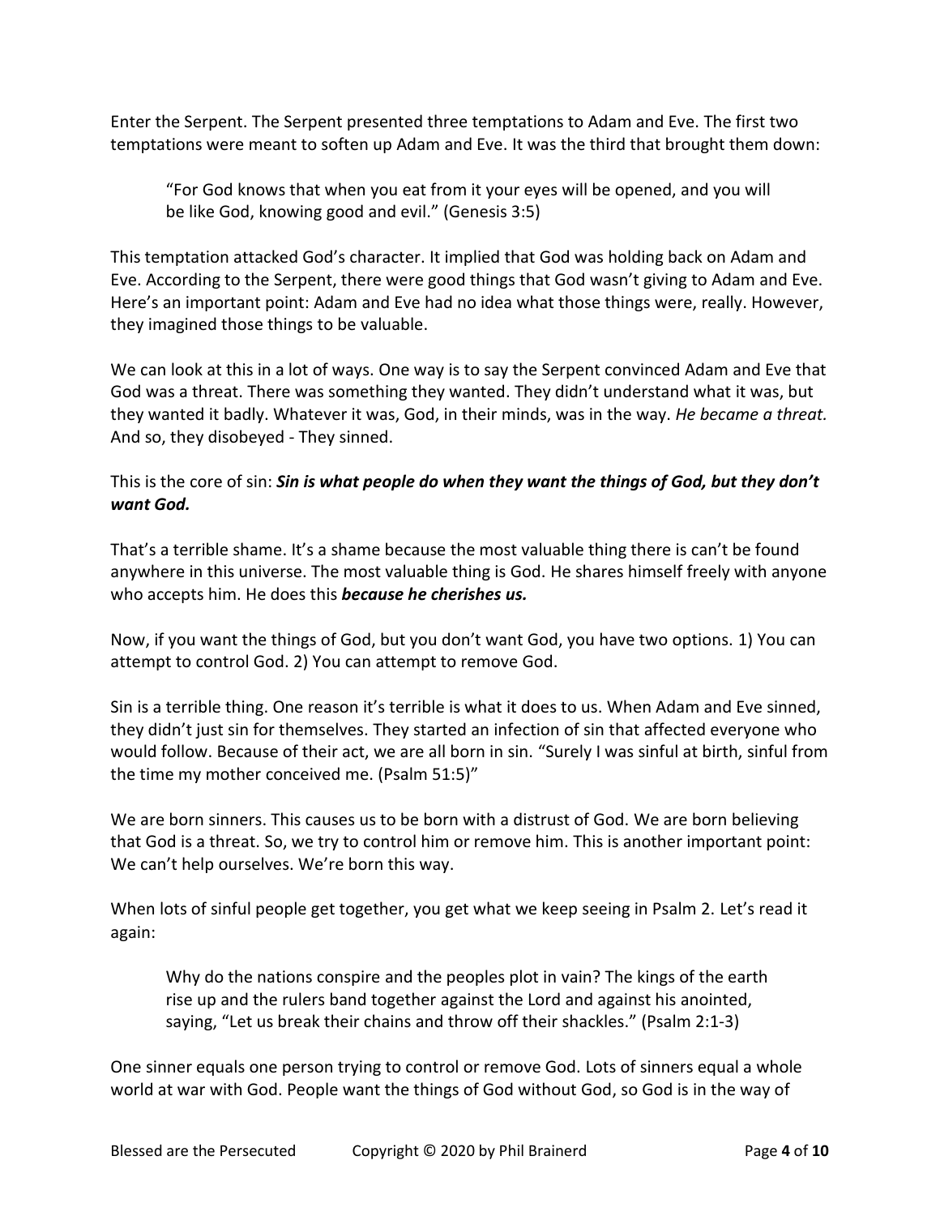Enter the Serpent. The Serpent presented three temptations to Adam and Eve. The first two temptations were meant to soften up Adam and Eve. It was the third that brought them down:

> "For God knows that when you eat from it your eyes will be opened, and you will be like God, knowing good and evil." (Genesis 3:5)

This temptation attacked God's character. It implied that God was holding back on Adam and Eve. According to the Serpent, there were good things that God wasn't giving to Adam and Eve. Here's an important point: Adam and Eve had no idea what those things were, really. However, they imagined those things to be valuable.

We can look at this in a lot of ways. One way is to say the Serpent convinced Adam and Eve that God was a threat. There was something they wanted. They didn't understand what it was, but they wanted it badly. Whatever it was, God, in their minds, was in the way. *He became a threat.* And so, they disobeyed - They sinned.

This is the core of sin: ***Sin is what people do when they want the things of God, but they don't want God.***

That's a terrible shame. It's a shame because the most valuable thing there is can't be found anywhere in this universe. The most valuable thing is God. He shares himself freely with anyone who accepts him. He does this ***because he cherishes us.***

Now, if you want the things of God, but you don't want God, you have two options. 1) You can attempt to control God. 2) You can attempt to remove God.

Sin is a terrible thing. One reason it's terrible is what it does to us. When Adam and Eve sinned, they didn't just sin for themselves. They started an infection of sin that affected everyone who would follow. Because of their act, we are all born in sin. "Surely I was sinful at birth, sinful from the time my mother conceived me. (Psalm 51:5)"

We are born sinners. This causes us to be born with a distrust of God. We are born believing that God is a threat. So, we try to control him or remove him. This is another important point: We can't help ourselves. We're born this way.

When lots of sinful people get together, you get what we keep seeing in Psalm 2. Let's read it again:

> Why do the nations conspire and the peoples plot in vain? The kings of the earth rise up and the rulers band together against the Lord and against his anointed, saying, "Let us break their chains and throw off their shackles." (Psalm 2:1-3)

One sinner equals one person trying to control or remove God. Lots of sinners equal a whole world at war with God. People want the things of God without God, so God is in the way of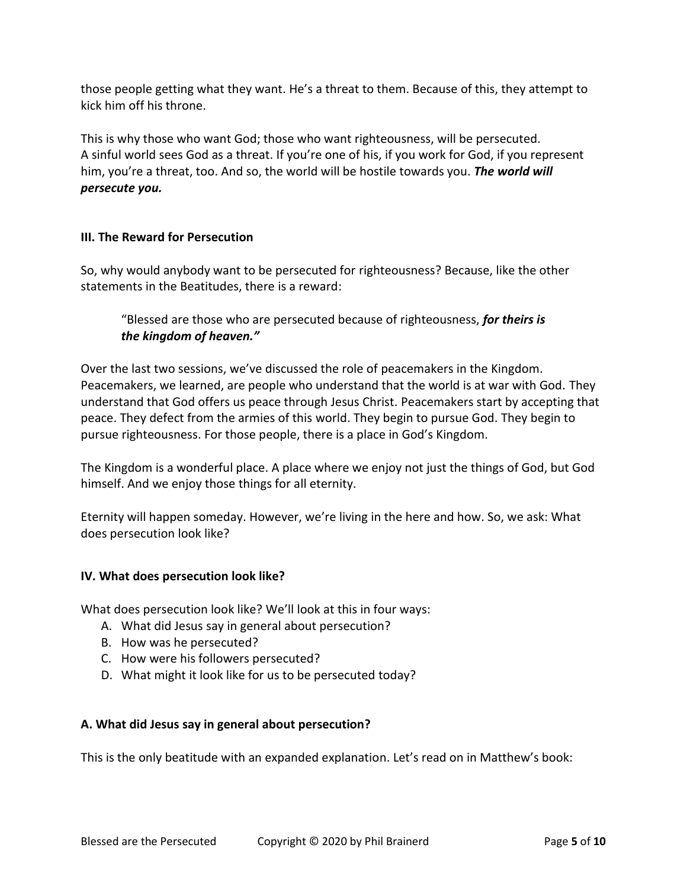those people getting what they want. He's a threat to them. Because of this, they attempt to kick him off his throne.

This is why those who want God; those who want righteousness, will be persecuted. A sinful world sees God as a threat. If you're one of his, if you work for God, if you represent him, you're a threat, too. And so, the world will be hostile towards you. ***The world will persecute you.***

### III. The Reward for Persecution

So, why would anybody want to be persecuted for righteousness? Because, like the other statements in the Beatitudes, there is a reward:

> "Blessed are those who are persecuted because of righteousness, ***for theirs is the kingdom of heaven."***

Over the last two sessions, we've discussed the role of peacemakers in the Kingdom. Peacemakers, we learned, are people who understand that the world is at war with God. They understand that God offers us peace through Jesus Christ. Peacemakers start by accepting that peace. They defect from the armies of this world. They begin to pursue God. They begin to pursue righteousness. For those people, there is a place in God's Kingdom.

The Kingdom is a wonderful place. A place where we enjoy not just the things of God, but God himself. And we enjoy those things for all eternity.

Eternity will happen someday. However, we're living in the here and how. So, we ask: What does persecution look like?

### IV. What does persecution look like?

What does persecution look like? We'll look at this in four ways:

A. What did Jesus say in general about persecution?
B. How was he persecuted?
C. How were his followers persecuted?
D. What might it look like for us to be persecuted today?

### A. What did Jesus say in general about persecution?

This is the only beatitude with an expanded explanation. Let's read on in Matthew's book: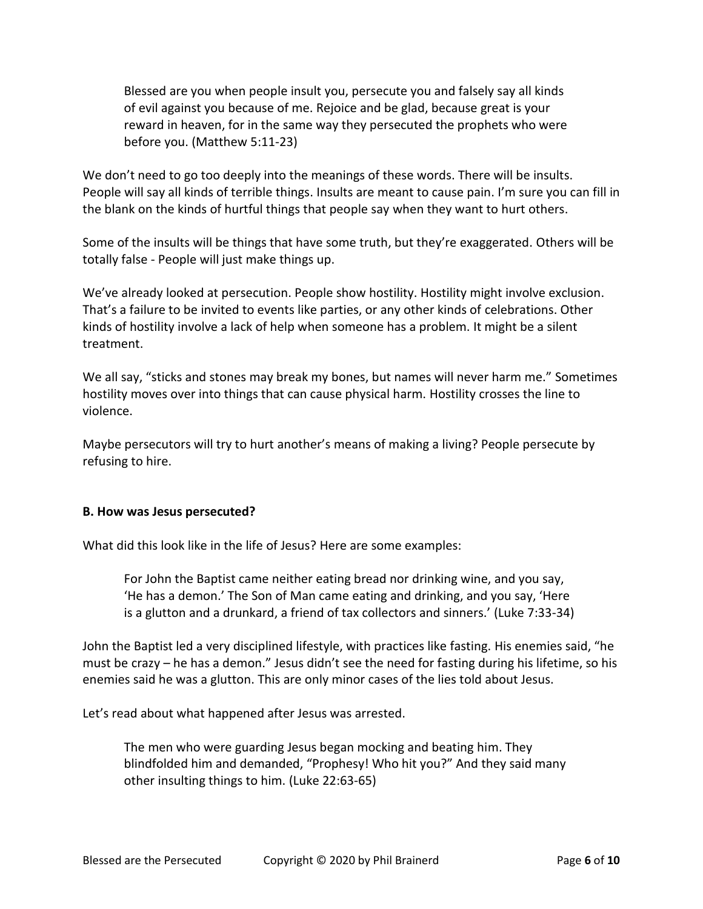> Blessed are you when people insult you, persecute you and falsely say all kinds of evil against you because of me. Rejoice and be glad, because great is your reward in heaven, for in the same way they persecuted the prophets who were before you. (Matthew 5:11-23)

We don't need to go too deeply into the meanings of these words. There will be insults. People will say all kinds of terrible things. Insults are meant to cause pain. I'm sure you can fill in the blank on the kinds of hurtful things that people say when they want to hurt others.

Some of the insults will be things that have some truth, but they're exaggerated. Others will be totally false - People will just make things up.

We've already looked at persecution. People show hostility. Hostility might involve exclusion. That's a failure to be invited to events like parties, or any other kinds of celebrations. Other kinds of hostility involve a lack of help when someone has a problem. It might be a silent treatment.

We all say, "sticks and stones may break my bones, but names will never harm me." Sometimes hostility moves over into things that can cause physical harm. Hostility crosses the line to violence.

Maybe persecutors will try to hurt another's means of making a living? People persecute by refusing to hire.

**B. How was Jesus persecuted?**

What did this look like in the life of Jesus? Here are some examples:

> For John the Baptist came neither eating bread nor drinking wine, and you say, 'He has a demon.' The Son of Man came eating and drinking, and you say, 'Here is a glutton and a drunkard, a friend of tax collectors and sinners.' (Luke 7:33-34)

John the Baptist led a very disciplined lifestyle, with practices like fasting. His enemies said, "he must be crazy – he has a demon." Jesus didn't see the need for fasting during his lifetime, so his enemies said he was a glutton. This are only minor cases of the lies told about Jesus.

Let's read about what happened after Jesus was arrested.

> The men who were guarding Jesus began mocking and beating him. They blindfolded him and demanded, "Prophesy! Who hit you?" And they said many other insulting things to him. (Luke 22:63-65)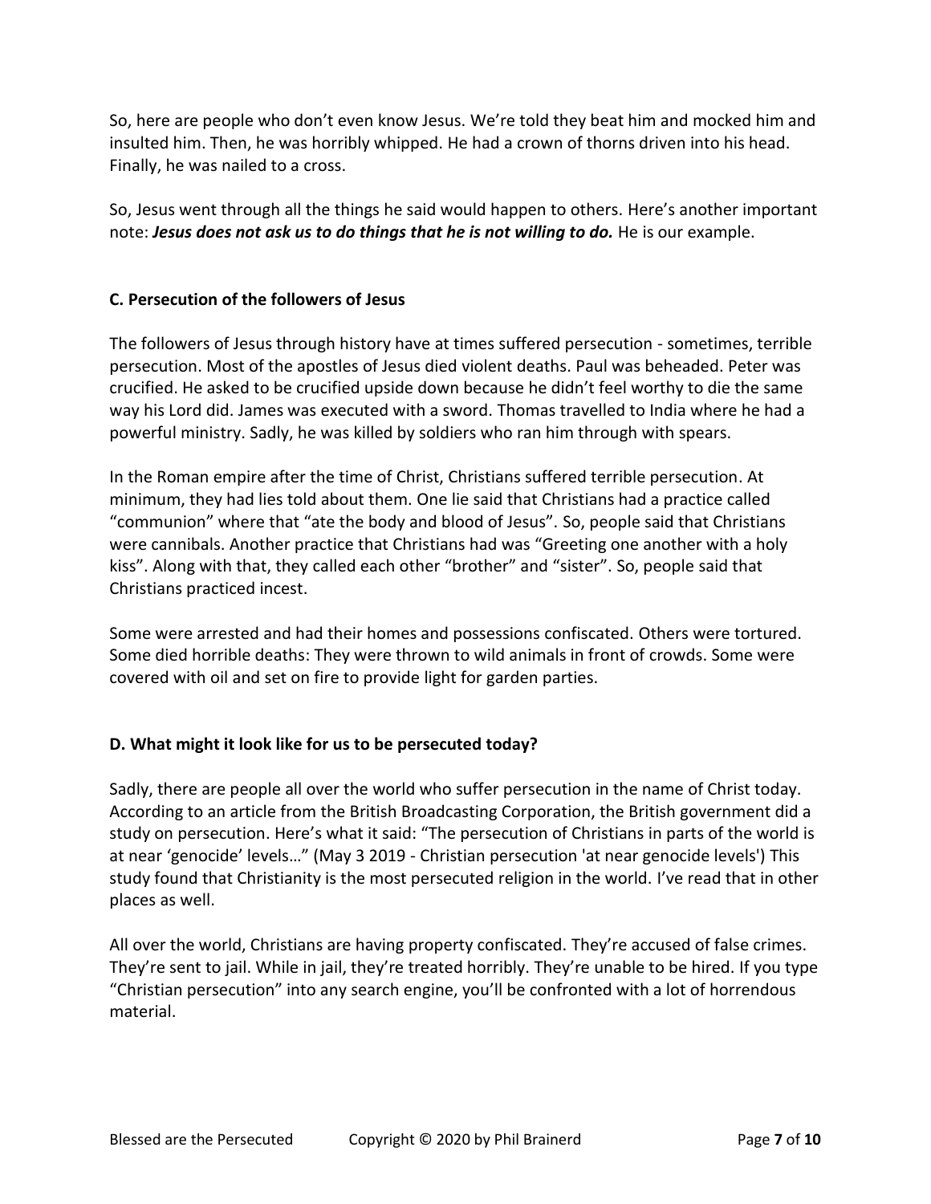So, here are people who don't even know Jesus. We're told they beat him and mocked him and insulted him. Then, he was horribly whipped. He had a crown of thorns driven into his head. Finally, he was nailed to a cross.

So, Jesus went through all the things he said would happen to others. Here's another important note: ***Jesus does not ask us to do things that he is not willing to do.*** He is our example.

### C. Persecution of the followers of Jesus

The followers of Jesus through history have at times suffered persecution - sometimes, terrible persecution. Most of the apostles of Jesus died violent deaths. Paul was beheaded. Peter was crucified. He asked to be crucified upside down because he didn't feel worthy to die the same way his Lord did. James was executed with a sword. Thomas travelled to India where he had a powerful ministry. Sadly, he was killed by soldiers who ran him through with spears.

In the Roman empire after the time of Christ, Christians suffered terrible persecution. At minimum, they had lies told about them. One lie said that Christians had a practice called "communion" where that "ate the body and blood of Jesus". So, people said that Christians were cannibals. Another practice that Christians had was "Greeting one another with a holy kiss". Along with that, they called each other "brother" and "sister". So, people said that Christians practiced incest.

Some were arrested and had their homes and possessions confiscated. Others were tortured. Some died horrible deaths: They were thrown to wild animals in front of crowds. Some were covered with oil and set on fire to provide light for garden parties.

### D. What might it look like for us to be persecuted today?

Sadly, there are people all over the world who suffer persecution in the name of Christ today. According to an article from the British Broadcasting Corporation, the British government did a study on persecution. Here's what it said: "The persecution of Christians in parts of the world is at near 'genocide' levels…" (May 3 2019 - Christian persecution 'at near genocide levels') This study found that Christianity is the most persecuted religion in the world. I've read that in other places as well.

All over the world, Christians are having property confiscated. They're accused of false crimes. They're sent to jail. While in jail, they're treated horribly. They're unable to be hired. If you type "Christian persecution" into any search engine, you'll be confronted with a lot of horrendous material.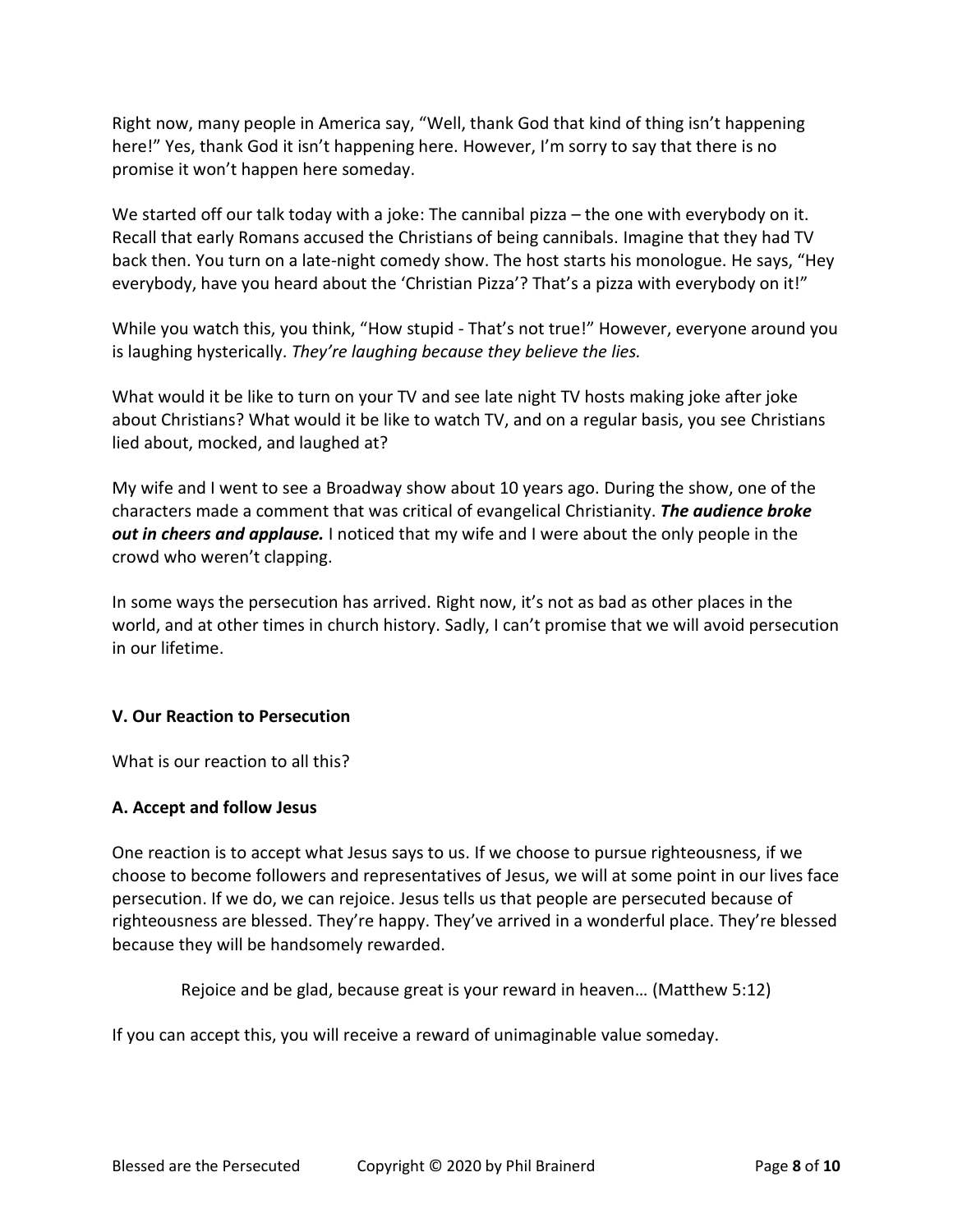Right now, many people in America say, "Well, thank God that kind of thing isn't happening here!" Yes, thank God it isn't happening here. However, I'm sorry to say that there is no promise it won't happen here someday.

We started off our talk today with a joke: The cannibal pizza – the one with everybody on it. Recall that early Romans accused the Christians of being cannibals. Imagine that they had TV back then. You turn on a late-night comedy show. The host starts his monologue. He says, "Hey everybody, have you heard about the 'Christian Pizza'? That's a pizza with everybody on it!"

While you watch this, you think, "How stupid - That's not true!" However, everyone around you is laughing hysterically. *They're laughing because they believe the lies.*

What would it be like to turn on your TV and see late night TV hosts making joke after joke about Christians? What would it be like to watch TV, and on a regular basis, you see Christians lied about, mocked, and laughed at?

My wife and I went to see a Broadway show about 10 years ago. During the show, one of the characters made a comment that was critical of evangelical Christianity. ***The audience broke out in cheers and applause.*** I noticed that my wife and I were about the only people in the crowd who weren't clapping.

In some ways the persecution has arrived. Right now, it's not as bad as other places in the world, and at other times in church history. Sadly, I can't promise that we will avoid persecution in our lifetime.

### V. Our Reaction to Persecution

What is our reaction to all this?

#### A. Accept and follow Jesus

One reaction is to accept what Jesus says to us. If we choose to pursue righteousness, if we choose to become followers and representatives of Jesus, we will at some point in our lives face persecution. If we do, we can rejoice. Jesus tells us that people are persecuted because of righteousness are blessed. They're happy. They've arrived in a wonderful place. They're blessed because they will be handsomely rewarded.

> Rejoice and be glad, because great is your reward in heaven… (Matthew 5:12)

If you can accept this, you will receive a reward of unimaginable value someday.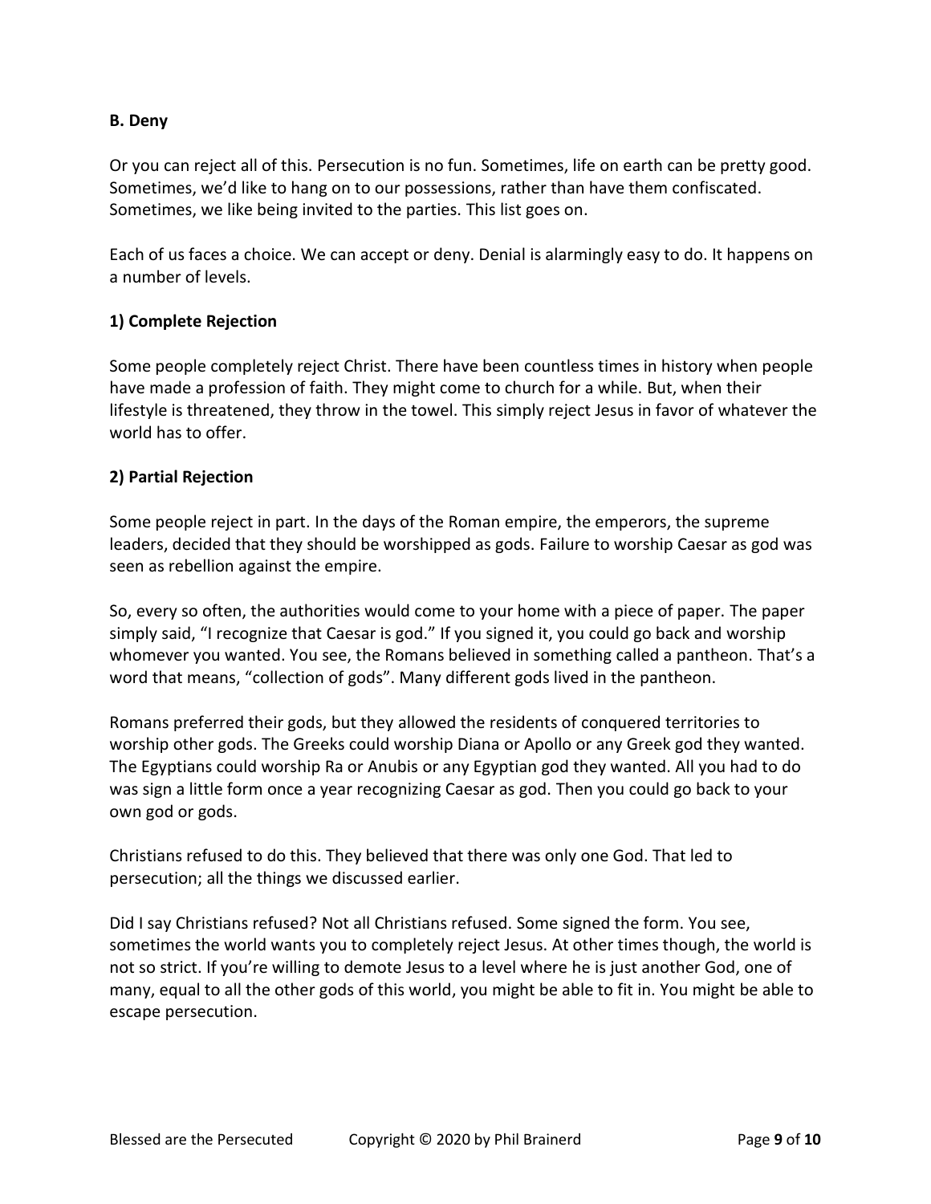### B. Deny

Or you can reject all of this. Persecution is no fun. Sometimes, life on earth can be pretty good. Sometimes, we'd like to hang on to our possessions, rather than have them confiscated. Sometimes, we like being invited to the parties. This list goes on.

Each of us faces a choice. We can accept or deny. Denial is alarmingly easy to do. It happens on a number of levels.

#### 1) Complete Rejection

Some people completely reject Christ. There have been countless times in history when people have made a profession of faith. They might come to church for a while. But, when their lifestyle is threatened, they throw in the towel. This simply reject Jesus in favor of whatever the world has to offer.

#### 2) Partial Rejection

Some people reject in part. In the days of the Roman empire, the emperors, the supreme leaders, decided that they should be worshipped as gods. Failure to worship Caesar as god was seen as rebellion against the empire.

So, every so often, the authorities would come to your home with a piece of paper. The paper simply said, "I recognize that Caesar is god." If you signed it, you could go back and worship whomever you wanted. You see, the Romans believed in something called a pantheon. That's a word that means, "collection of gods". Many different gods lived in the pantheon.

Romans preferred their gods, but they allowed the residents of conquered territories to worship other gods. The Greeks could worship Diana or Apollo or any Greek god they wanted. The Egyptians could worship Ra or Anubis or any Egyptian god they wanted. All you had to do was sign a little form once a year recognizing Caesar as god. Then you could go back to your own god or gods.

Christians refused to do this. They believed that there was only one God. That led to persecution; all the things we discussed earlier.

Did I say Christians refused? Not all Christians refused. Some signed the form. You see, sometimes the world wants you to completely reject Jesus. At other times though, the world is not so strict. If you're willing to demote Jesus to a level where he is just another God, one of many, equal to all the other gods of this world, you might be able to fit in. You might be able to escape persecution.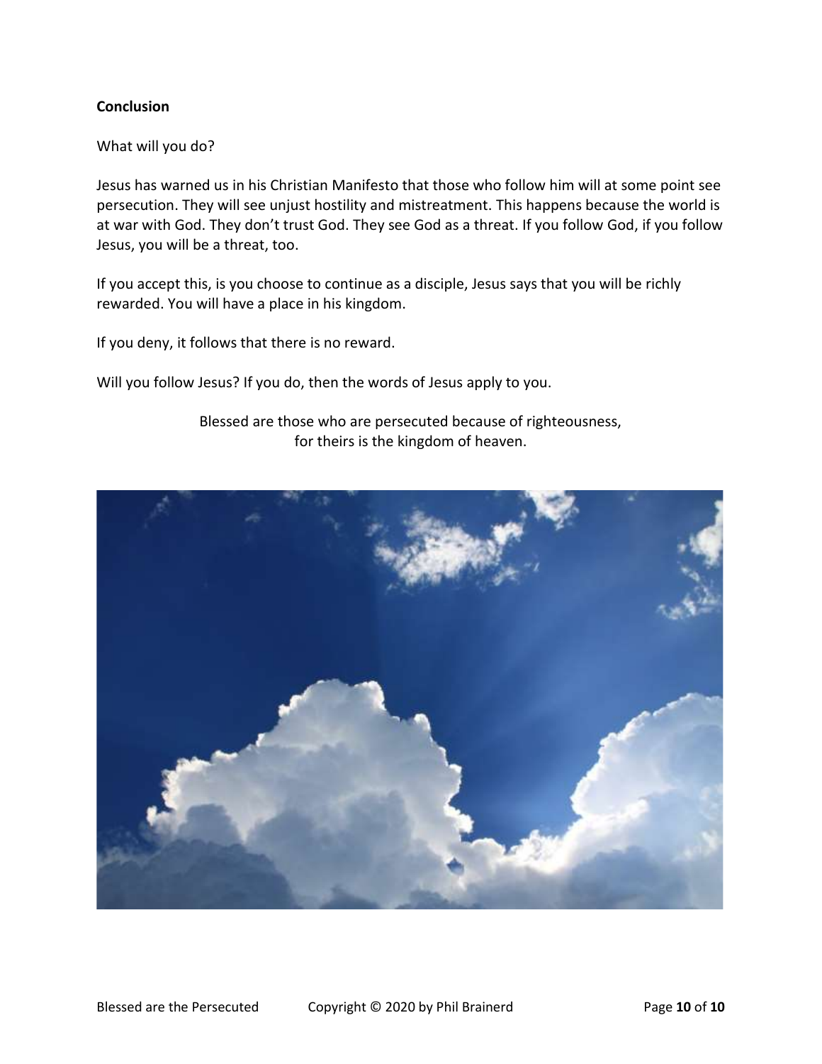**Conclusion**

What will you do?

Jesus has warned us in his Christian Manifesto that those who follow him will at some point see persecution. They will see unjust hostility and mistreatment. This happens because the world is at war with God. They don't trust God. They see God as a threat. If you follow God, if you follow Jesus, you will be a threat, too.

If you accept this, is you choose to continue as a disciple, Jesus says that you will be richly rewarded. You will have a place in his kingdom.

If you deny, it follows that there is no reward.

Will you follow Jesus? If you do, then the words of Jesus apply to you.

Blessed are those who are persecuted because of righteousness,
for theirs is the kingdom of heaven.